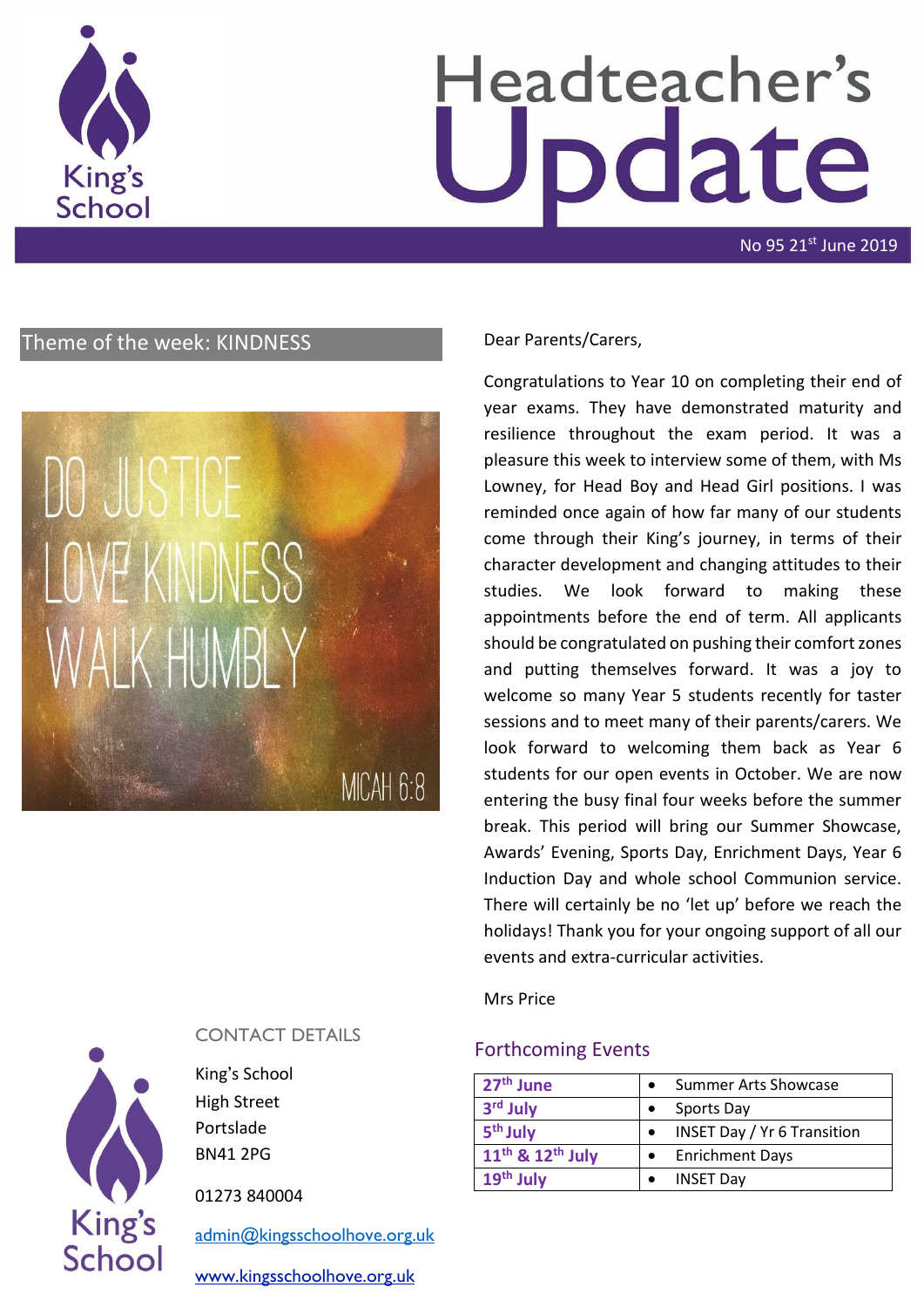# Headteacher's Update

No 95 21st June 2019

## Theme of the week: KINDNESS

DO JUSTICE
LOVE KINDNESS
WALK HUMBLY

MICAH 6:8

Dear Parents/Carers,

Congratulations to Year 10 on completing their end of year exams. They have demonstrated maturity and resilience throughout the exam period. It was a pleasure this week to interview some of them, with Ms Lowney, for Head Boy and Head Girl positions. I was reminded once again of how far many of our students come through their King's journey, in terms of their character development and changing attitudes to their studies. We look forward to making these appointments before the end of term. All applicants should be congratulated on pushing their comfort zones and putting themselves forward. It was a joy to welcome so many Year 5 students recently for taster sessions and to meet many of their parents/carers. We look forward to welcoming them back as Year 6 students for our open events in October. We are now entering the busy final four weeks before the summer break. This period will bring our Summer Showcase, Awards' Evening, Sports Day, Enrichment Days, Year 6 Induction Day and whole school Communion service. There will certainly be no 'let up' before we reach the holidays! Thank you for your ongoing support of all our events and extra-curricular activities.

Mrs Price

## Forthcoming Events

| Date | Event |
|---|---|
| **27th June** | • Summer Arts Showcase |
| **3rd July** | • Sports Day |
| **5th July** | • INSET Day / Yr 6 Transition |
| **11th & 12th July** | • Enrichment Days |
| **19th July** | • INSET Day |

## CONTACT DETAILS

King's School
High Street
Portslade
BN41 2PG

01273 840004

admin@kingsschoolhove.org.uk

www.kingsschoolhove.org.uk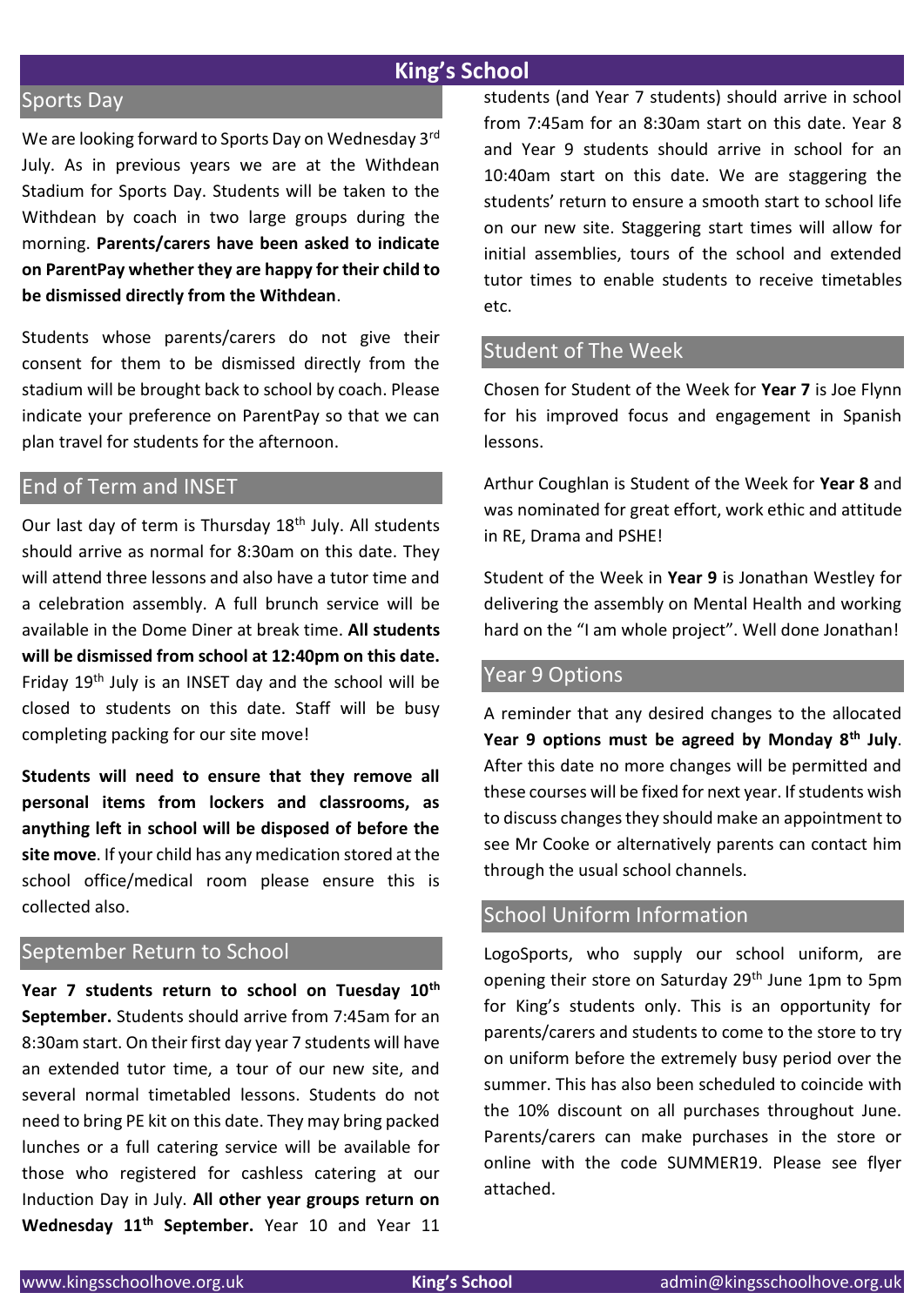# King's School

## Sports Day

We are looking forward to Sports Day on Wednesday 3rd July. As in previous years we are at the Withdean Stadium for Sports Day. Students will be taken to the Withdean by coach in two large groups during the morning. **Parents/carers have been asked to indicate on ParentPay whether they are happy for their child to be dismissed directly from the Withdean**.

Students whose parents/carers do not give their consent for them to be dismissed directly from the stadium will be brought back to school by coach. Please indicate your preference on ParentPay so that we can plan travel for students for the afternoon.

## End of Term and INSET

Our last day of term is Thursday 18th July. All students should arrive as normal for 8:30am on this date. They will attend three lessons and also have a tutor time and a celebration assembly. A full brunch service will be available in the Dome Diner at break time. **All students will be dismissed from school at 12:40pm on this date.** Friday 19th July is an INSET day and the school will be closed to students on this date. Staff will be busy completing packing for our site move!

**Students will need to ensure that they remove all personal items from lockers and classrooms, as anything left in school will be disposed of before the site move**. If your child has any medication stored at the school office/medical room please ensure this is collected also.

## September Return to School

**Year 7 students return to school on Tuesday 10th September.** Students should arrive from 7:45am for an 8:30am start. On their first day year 7 students will have an extended tutor time, a tour of our new site, and several normal timetabled lessons. Students do not need to bring PE kit on this date. They may bring packed lunches or a full catering service will be available for those who registered for cashless catering at our Induction Day in July. **All other year groups return on Wednesday 11th September.** Year 10 and Year 11 students (and Year 7 students) should arrive in school from 7:45am for an 8:30am start on this date. Year 8 and Year 9 students should arrive in school for an 10:40am start on this date. We are staggering the students' return to ensure a smooth start to school life on our new site. Staggering start times will allow for initial assemblies, tours of the school and extended tutor times to enable students to receive timetables etc.

## Student of The Week

Chosen for Student of the Week for **Year 7** is Joe Flynn for his improved focus and engagement in Spanish lessons.

Arthur Coughlan is Student of the Week for **Year 8** and was nominated for great effort, work ethic and attitude in RE, Drama and PSHE!

Student of the Week in **Year 9** is Jonathan Westley for delivering the assembly on Mental Health and working hard on the "I am whole project". Well done Jonathan!

## Year 9 Options

A reminder that any desired changes to the allocated **Year 9 options must be agreed by Monday 8th July**. After this date no more changes will be permitted and these courses will be fixed for next year. If students wish to discuss changes they should make an appointment to see Mr Cooke or alternatively parents can contact him through the usual school channels.

## School Uniform Information

LogoSports, who supply our school uniform, are opening their store on Saturday 29th June 1pm to 5pm for King's students only. This is an opportunity for parents/carers and students to come to the store to try on uniform before the extremely busy period over the summer. This has also been scheduled to coincide with the 10% discount on all purchases throughout June. Parents/carers can make purchases in the store or online with the code SUMMER19. Please see flyer attached.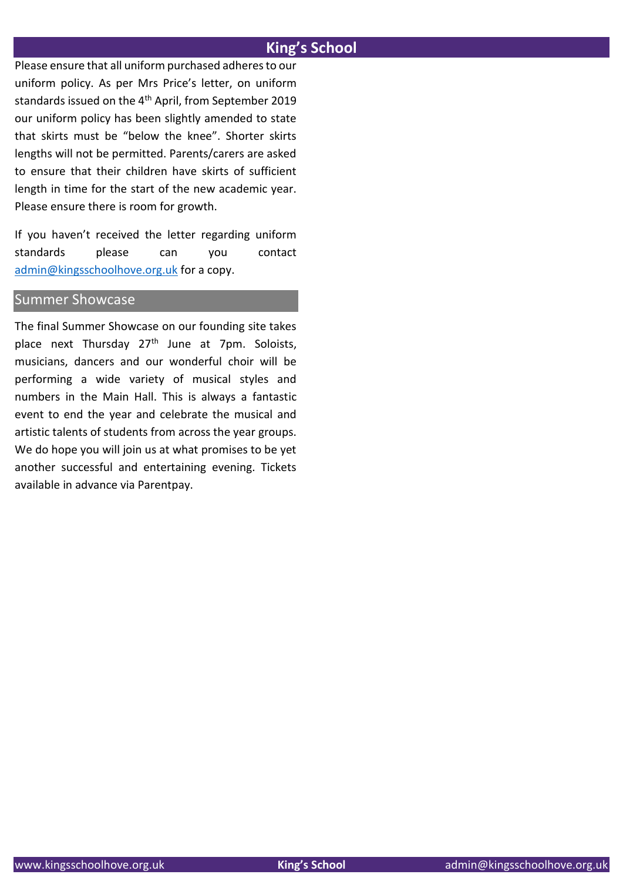Please ensure that all uniform purchased adheres to our uniform policy. As per Mrs Price's letter, on uniform standards issued on the 4th April, from September 2019 our uniform policy has been slightly amended to state that skirts must be "below the knee". Shorter skirts lengths will not be permitted. Parents/carers are asked to ensure that their children have skirts of sufficient length in time for the start of the new academic year. Please ensure there is room for growth.

If you haven't received the letter regarding uniform standards please can you contact admin@kingsschoolhove.org.uk for a copy.

## Summer Showcase

The final Summer Showcase on our founding site takes place next Thursday 27th June at 7pm. Soloists, musicians, dancers and our wonderful choir will be performing a wide variety of musical styles and numbers in the Main Hall. This is always a fantastic event to end the year and celebrate the musical and artistic talents of students from across the year groups. We do hope you will join us at what promises to be yet another successful and entertaining evening. Tickets available in advance via Parentpay.